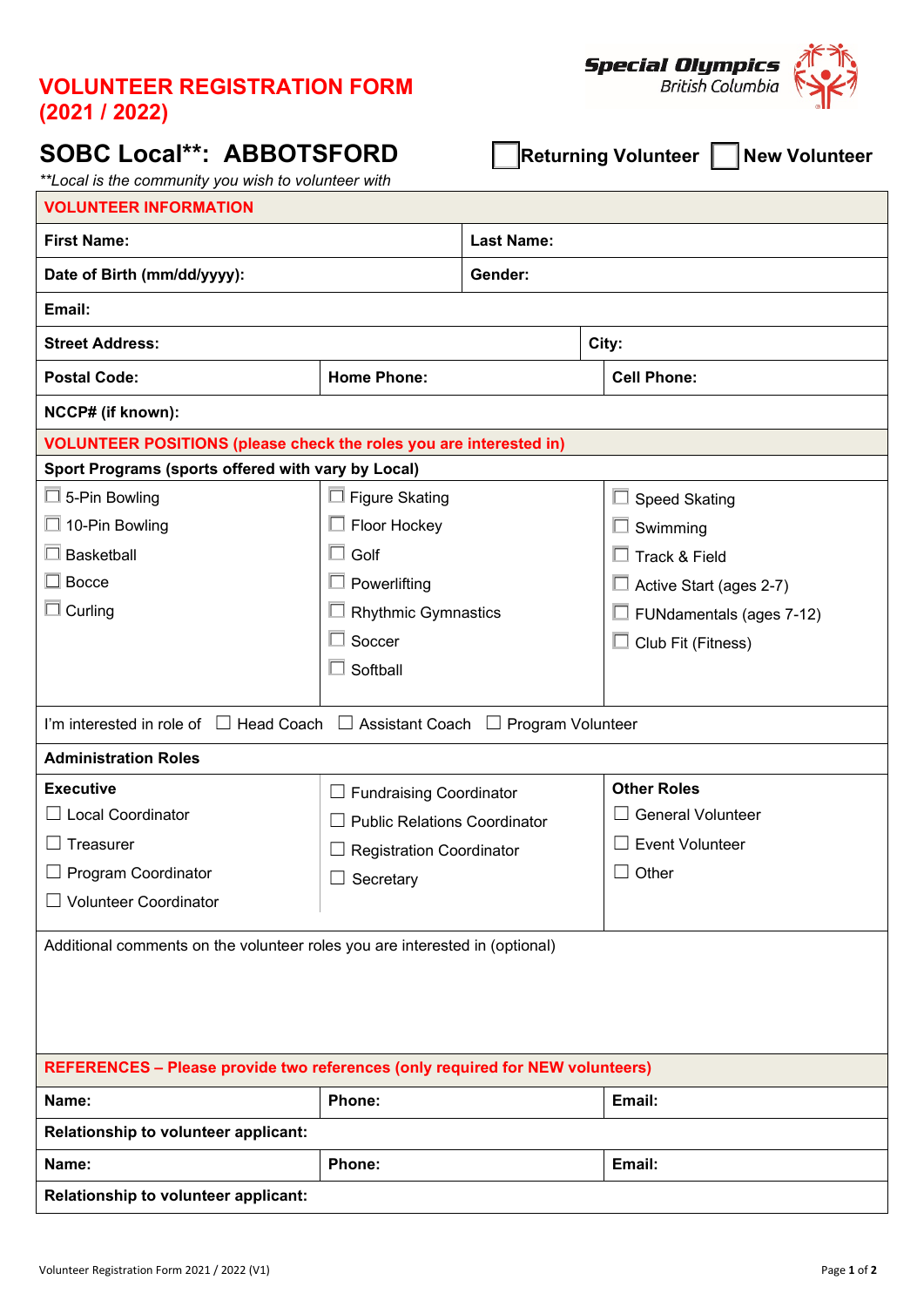# VOLUNTEER REGISTRATION FORM (2021 / 2022)

Special Olympics British Columbia

## SOBC Local**: ABBOTSFORD

☐ Returning Volunteer ☐ New Volunteer

*\*\*Local is the community you wish to volunteer with*

| VOLUNTEER INFORMATION | | |
|---|---|---|
| **First Name:** | **Last Name:** | |
| **Date of Birth (mm/dd/yyyy):** | **Gender:** | |
| **Email:** | | |
| **Street Address:** | **City:** | |
| **Postal Code:** | **Home Phone:** | **Cell Phone:** |
| **NCCP# (if known):** | | |

**VOLUNTEER POSITIONS (please check the roles you are interested in)**

**Sport Programs (sports offered with vary by Local)**

| | | |
|---|---|---|
| ☐ 5-Pin Bowling | ☐ Figure Skating | ☐ Speed Skating |
| ☐ 10-Pin Bowling | ☐ Floor Hockey | ☐ Swimming |
| ☐ Basketball | ☐ Golf | ☐ Track & Field |
| ☐ Bocce | ☐ Powerlifting | ☐ Active Start (ages 2-7) |
| ☐ Curling | ☐ Rhythmic Gymnastics | ☐ FUNdamentals (ages 7-12) |
| | ☐ Soccer | ☐ Club Fit (Fitness) |
| | ☐ Softball | |

I'm interested in role of ☐ Head Coach ☐ Assistant Coach ☐ Program Volunteer

**Administration Roles**

| **Executive** | | **Other Roles** |
|---|---|---|
| ☐ Local Coordinator | ☐ Fundraising Coordinator | ☐ General Volunteer |
| ☐ Treasurer | ☐ Public Relations Coordinator | ☐ Event Volunteer |
| ☐ Program Coordinator | ☐ Registration Coordinator | ☐ Other |
| ☐ Volunteer Coordinator | ☐ Secretary | |

Additional comments on the volunteer roles you are interested in (optional)

**REFERENCES – Please provide two references (only required for NEW volunteers)**

| **Name:** | **Phone:** | **Email:** |
|---|---|---|
| **Relationship to volunteer applicant:** | | |
| **Name:** | **Phone:** | **Email:** |
| **Relationship to volunteer applicant:** | | |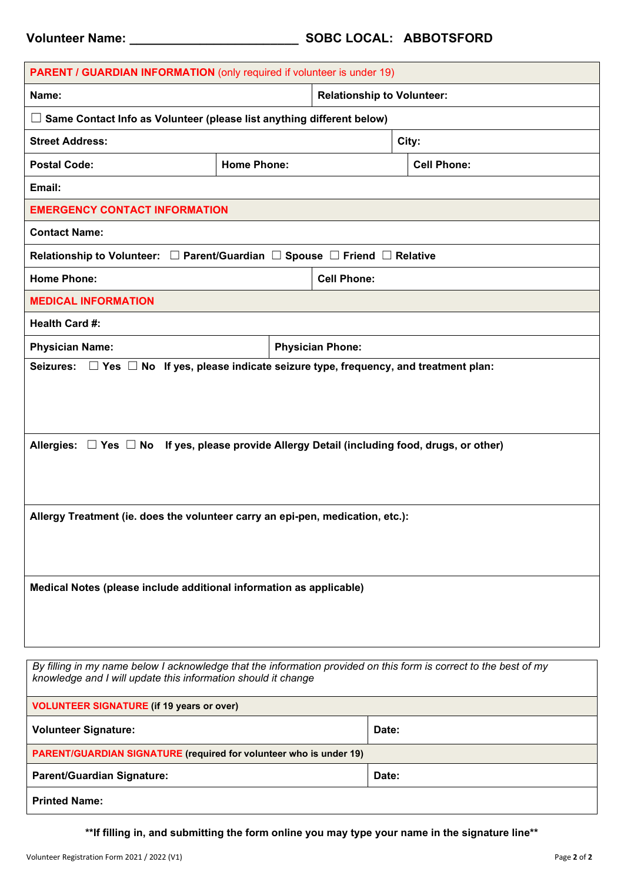**Volunteer Name: ______________________ SOBC LOCAL: ABBOTSFORD**

| | | |
|---|---|---|
| **PARENT / GUARDIAN INFORMATION** (only required if volunteer is under 19) | | |
| **Name:** | **Relationship to Volunteer:** | |
| ☐ **Same Contact Info as Volunteer (please list anything different below)** | | |
| **Street Address:** | | **City:** |
| **Postal Code:** | **Home Phone:** | **Cell Phone:** |
| **Email:** | | |

| | |
|---|---|
| **EMERGENCY CONTACT INFORMATION** | |
| **Contact Name:** | |
| **Relationship to Volunteer:** ☐ Parent/Guardian ☐ Spouse ☐ Friend ☐ Relative | |
| **Home Phone:** | **Cell Phone:** |

| | |
|---|---|
| **MEDICAL INFORMATION** | |
| **Health Card #:** | |
| **Physician Name:** | **Physician Phone:** |
| **Seizures:** ☐ Yes ☐ No **If yes, please indicate seizure type, frequency, and treatment plan:** | |
| **Allergies:** ☐ Yes ☐ No **If yes, please provide Allergy Detail (including food, drugs, or other)** | |
| **Allergy Treatment (ie. does the volunteer carry an epi-pen, medication, etc.):** | |
| **Medical Notes (please include additional information as applicable)** | |

*By filling in my name below I acknowledge that the information provided on this form is correct to the best of my knowledge and I will update this information should it change*

| | |
|---|---|
| **VOLUNTEER SIGNATURE (if 19 years or over)** | |
| **Volunteer Signature:** | **Date:** |
| **PARENT/GUARDIAN SIGNATURE (required for volunteer who is under 19)** | |
| **Parent/Guardian Signature:** | **Date:** |
| **Printed Name:** | |

****If filling in, and submitting the form online you may type your name in the signature line****

Volunteer Registration Form 2021 / 2022 (V1)